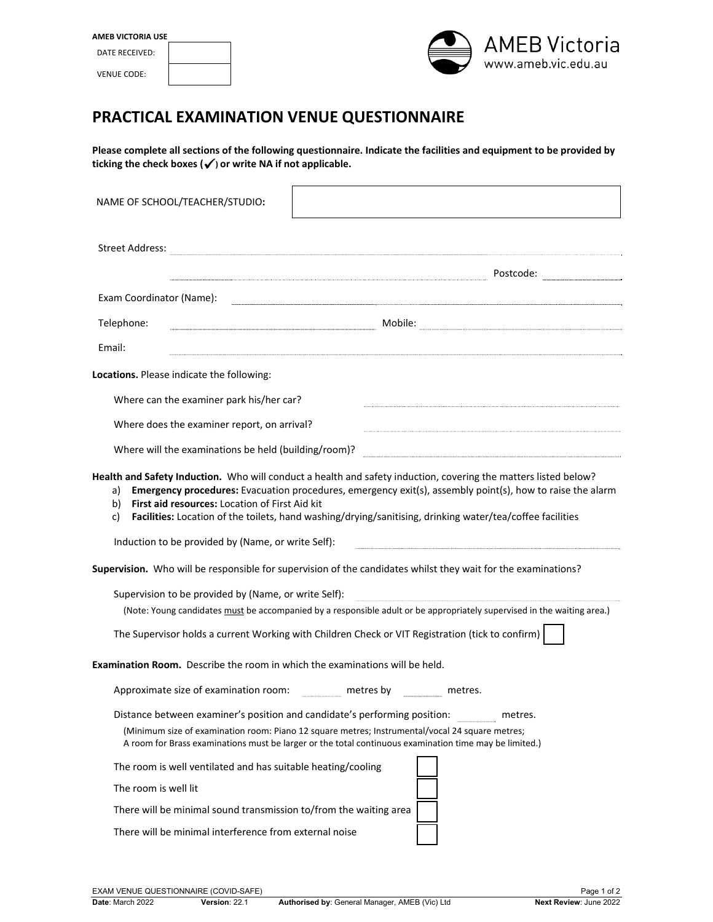**AMEB VICTORIA USE**

| DATE RECEIVED: | |
|---|---|
| VENUE CODE: | |

AMEB Victoria
www.ameb.vic.edu.au

# PRACTICAL EXAMINATION VENUE QUESTIONNAIRE

**Please complete all sections of the following questionnaire. Indicate the facilities and equipment to be provided by ticking the check boxes (✓) or write NA if not applicable.**

NAME OF SCHOOL/TEACHER/STUDIO**:** ______________________

Street Address: ______________________

______________________ Postcode: __________

Exam Coordinator (Name): ______________________

Telephone: ______________________ Mobile: ______________________

Email: ______________________

**Locations.** Please indicate the following:

Where can the examiner park his/her car? ______________________

Where does the examiner report, on arrival? ______________________

Where will the examinations be held (building/room)? ______________________

**Health and Safety Induction.** Who will conduct a health and safety induction, covering the matters listed below?

a) **Emergency procedures:** Evacuation procedures, emergency exit(s), assembly point(s), how to raise the alarm
b) **First aid resources:** Location of First Aid kit
c) **Facilities:** Location of the toilets, hand washing/drying/sanitising, drinking water/tea/coffee facilities

Induction to be provided by (Name, or write Self): ______________________

**Supervision.** Who will be responsible for supervision of the candidates whilst they wait for the examinations?

Supervision to be provided by (Name, or write Self): ______________________

(Note: Young candidates must be accompanied by a responsible adult or be appropriately supervised in the waiting area.)

The Supervisor holds a current Working with Children Check or VIT Registration (tick to confirm) ☐

**Examination Room.** Describe the room in which the examinations will be held.

Approximate size of examination room: ______ metres by ______ metres.

Distance between examiner's position and candidate's performing position: ______ metres.

(Minimum size of examination room: Piano 12 square metres; Instrumental/vocal 24 square metres;
A room for Brass examinations must be larger or the total continuous examination time may be limited.)

The room is well ventilated and has suitable heating/cooling ☐

The room is well lit ☐

There will be minimal sound transmission to/from the waiting area ☐

There will be minimal interference from external noise ☐

EXAM VENUE QUESTIONNAIRE (COVID-SAFE)
**Date**: March 2022 **Version**: 22.1 **Authorised by**: General Manager, AMEB (Vic) Ltd **Next Review**: June 2022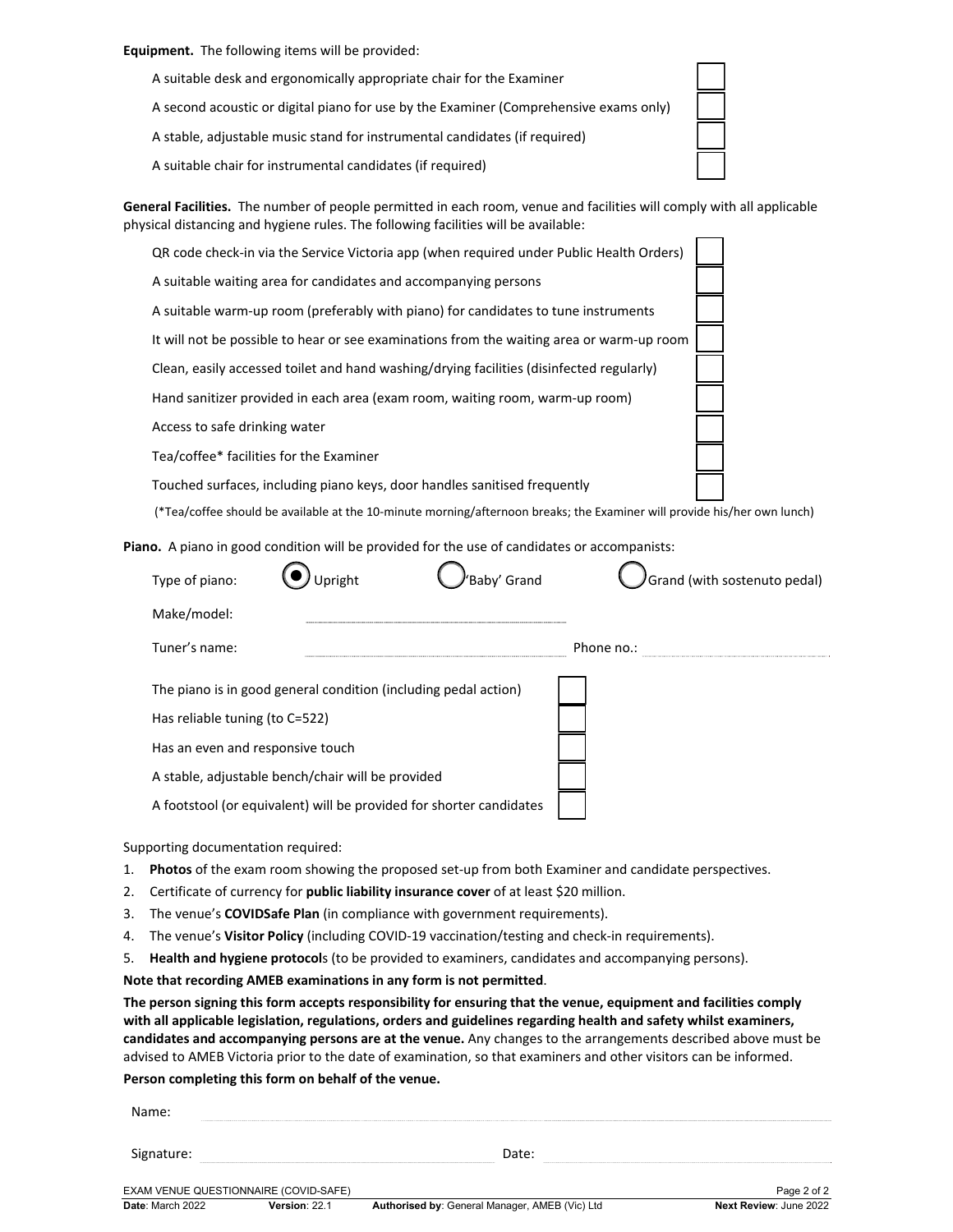**Equipment.** The following items will be provided:

- A suitable desk and ergonomically appropriate chair for the Examiner ☐
- A second acoustic or digital piano for use by the Examiner (Comprehensive exams only) ☐
- A stable, adjustable music stand for instrumental candidates (if required) ☐
- A suitable chair for instrumental candidates (if required) ☐

**General Facilities.** The number of people permitted in each room, venue and facilities will comply with all applicable physical distancing and hygiene rules. The following facilities will be available:

- QR code check-in via the Service Victoria app (when required under Public Health Orders) ☐
- A suitable waiting area for candidates and accompanying persons ☐
- A suitable warm-up room (preferably with piano) for candidates to tune instruments ☐
- It will not be possible to hear or see examinations from the waiting area or warm-up room ☐
- Clean, easily accessed toilet and hand washing/drying facilities (disinfected regularly) ☐
- Hand sanitizer provided in each area (exam room, waiting room, warm-up room) ☐
- Access to safe drinking water ☐
- Tea/coffee* facilities for the Examiner ☐
- Touched surfaces, including piano keys, door handles sanitised frequently ☐

(*Tea/coffee should be available at the 10-minute morning/afternoon breaks; the Examiner will provide his/her own lunch)

**Piano.** A piano in good condition will be provided for the use of candidates or accompanists:

Type of piano: ◉ Upright ○ 'Baby' Grand ○ Grand (with sostenuto pedal)

Make/model: ______________________

Tuner's name: ______________________ Phone no.: ______________________

- The piano is in good general condition (including pedal action) ☐
- Has reliable tuning (to C=522) ☐
- Has an even and responsive touch ☐
- A stable, adjustable bench/chair will be provided ☐
- A footstool (or equivalent) will be provided for shorter candidates ☐

Supporting documentation required:

1. **Photos** of the exam room showing the proposed set-up from both Examiner and candidate perspectives.
2. Certificate of currency for **public liability insurance cover** of at least $20 million.
3. The venue's **COVIDSafe Plan** (in compliance with government requirements).
4. The venue's **Visitor Policy** (including COVID-19 vaccination/testing and check-in requirements).
5. **Health and hygiene protocol**s (to be provided to examiners, candidates and accompanying persons).

**Note that recording AMEB examinations in any form is not permitted**.

**The person signing this form accepts responsibility for ensuring that the venue, equipment and facilities comply with all applicable legislation, regulations, orders and guidelines regarding health and safety whilst examiners, candidates and accompanying persons are at the venue.** Any changes to the arrangements described above must be advised to AMEB Victoria prior to the date of examination, so that examiners and other visitors can be informed.

**Person completing this form on behalf of the venue.**

Name: ______________________

Signature: ______________________ Date: ______________________

EXAM VENUE QUESTIONNAIRE (COVID-SAFE)

**Date**: March 2022 **Version**: 22.1 **Authorised by**: General Manager, AMEB (Vic) Ltd **Next Review**: June 2022